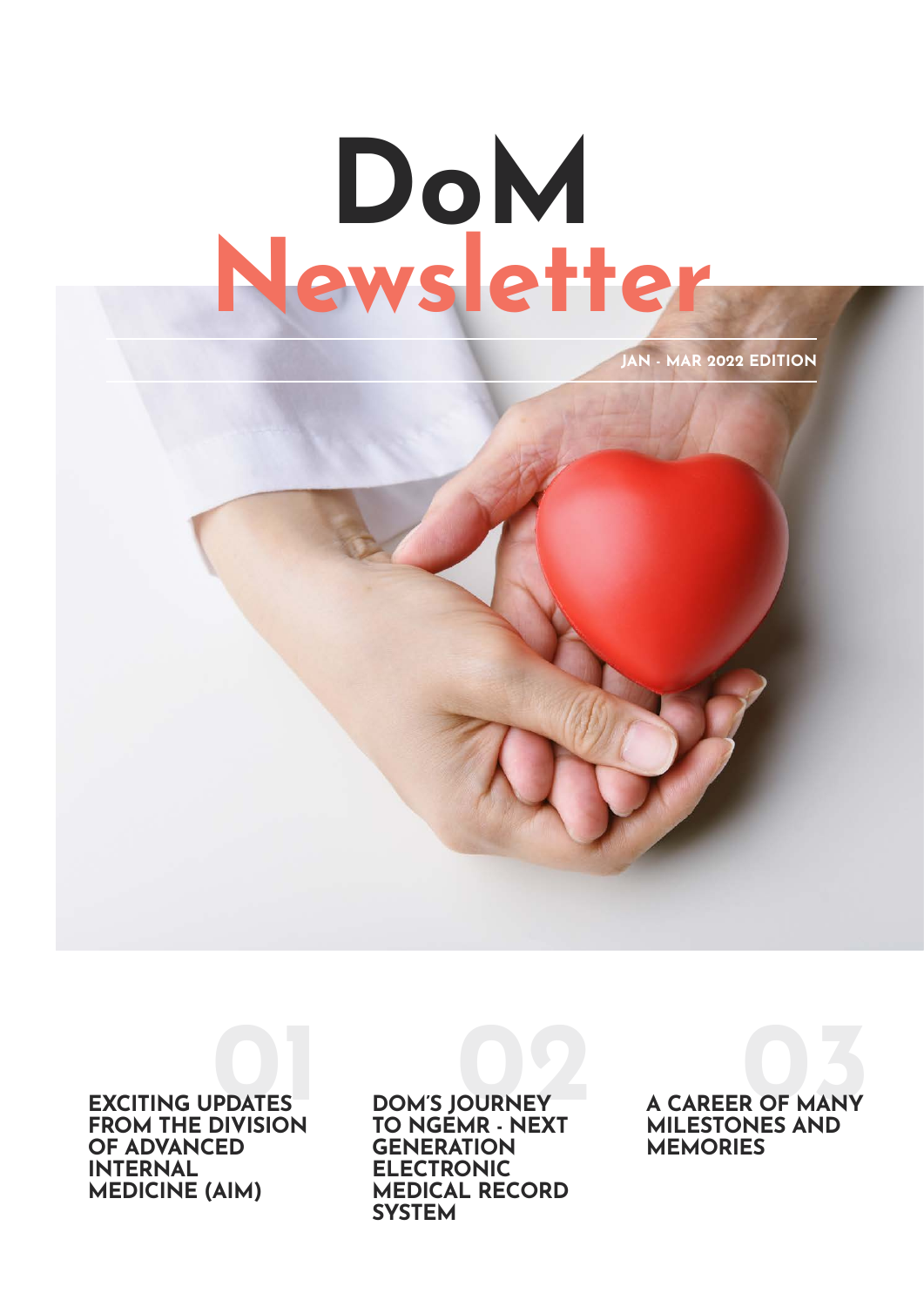# DoM Newsletter

JAN - MAR 2022 EDITION

01 EXCITING UPDATES FROM THE DIVISION OF ADVANCED INTERNAL MEDICINE (AIM)

02 DOM'S JOURNEY TO NGEMR - NEXT GENERATION ELECTRONIC MEDICAL RECORD SYSTEM

03 A CAREER OF MANY MILESTONES AND MEMORIES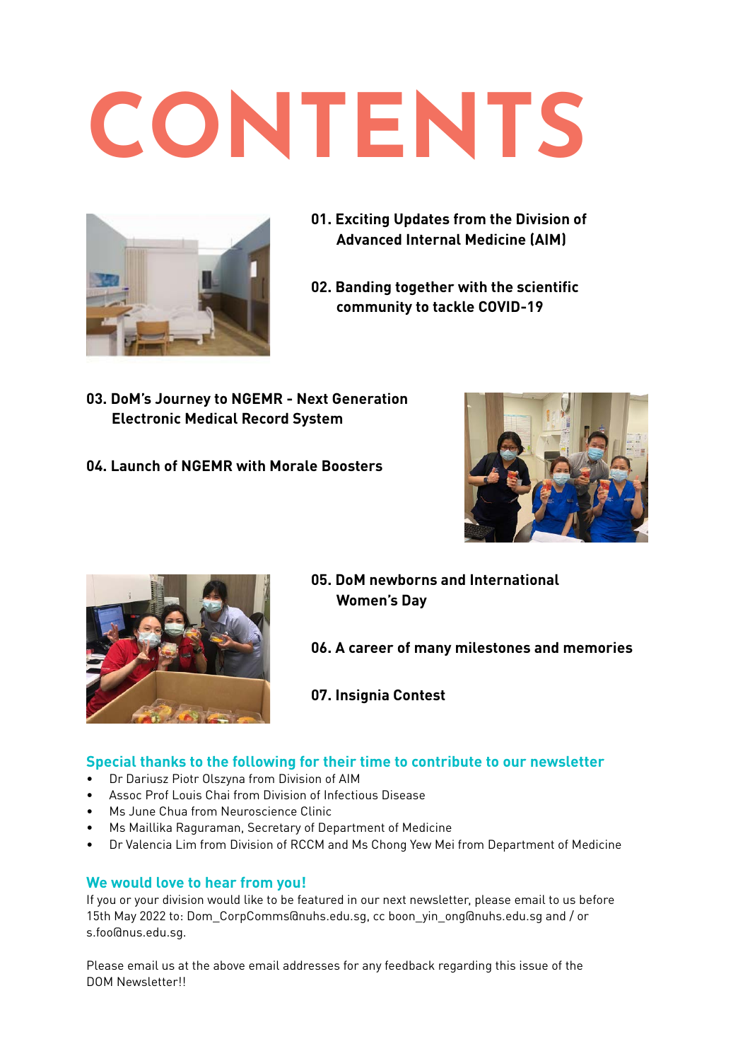# CONTENTS

**01. Exciting Updates from the Division of Advanced Internal Medicine (AIM)**

**02. Banding together with the scientific community to tackle COVID-19**

**03. DoM's Journey to NGEMR - Next Generation Electronic Medical Record System**

**04. Launch of NGEMR with Morale Boosters**

**05. DoM newborns and International Women's Day**

**06. A career of many milestones and memories**

**07. Insignia Contest**

## Special thanks to the following for their time to contribute to our newsletter

- Dr Dariusz Piotr Olszyna from Division of AIM
- Assoc Prof Louis Chai from Division of Infectious Disease
- Ms June Chua from Neuroscience Clinic
- Ms Maillika Raguraman, Secretary of Department of Medicine
- Dr Valencia Lim from Division of RCCM and Ms Chong Yew Mei from Department of Medicine

## We would love to hear from you!

If you or your division would like to be featured in our next newsletter, please email to us before 15th May 2022 to: Dom_CorpComms@nuhs.edu.sg, cc boon_yin_ong@nuhs.edu.sg and / or s.foo@nus.edu.sg.

Please email us at the above email addresses for any feedback regarding this issue of the DOM Newsletter!!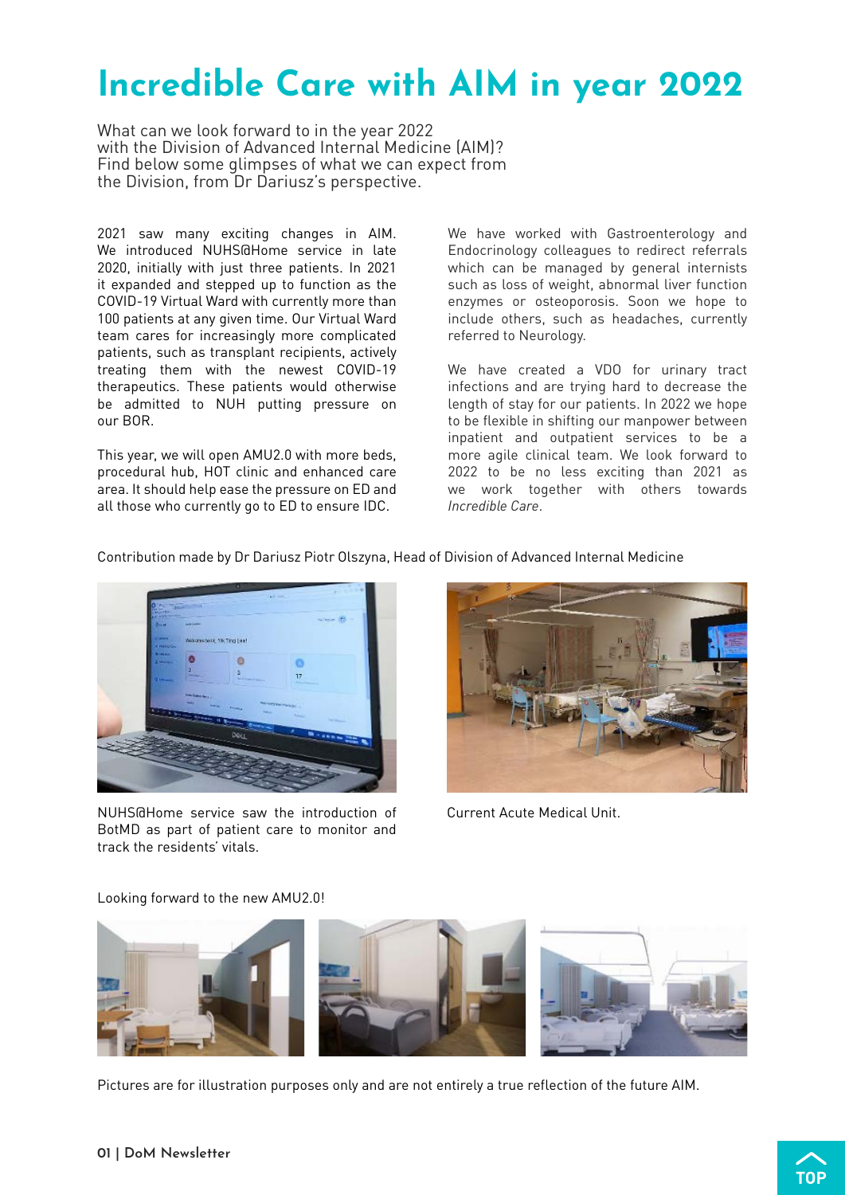# Incredible Care with AIM in year 2022

What can we look forward to in the year 2022 with the Division of Advanced Internal Medicine (AIM)? Find below some glimpses of what we can expect from the Division, from Dr Dariusz's perspective.

2021 saw many exciting changes in AIM. We introduced NUHS@Home service in late 2020, initially with just three patients. In 2021 it expanded and stepped up to function as the COVID-19 Virtual Ward with currently more than 100 patients at any given time. Our Virtual Ward team cares for increasingly more complicated patients, such as transplant recipients, actively treating them with the newest COVID-19 therapeutics. These patients would otherwise be admitted to NUH putting pressure on our BOR.

This year, we will open AMU2.0 with more beds, procedural hub, HOT clinic and enhanced care area. It should help ease the pressure on ED and all those who currently go to ED to ensure IDC.

We have worked with Gastroenterology and Endocrinology colleagues to redirect referrals which can be managed by general internists such as loss of weight, abnormal liver function enzymes or osteoporosis. Soon we hope to include others, such as headaches, currently referred to Neurology.

We have created a VDO for urinary tract infections and are trying hard to decrease the length of stay for our patients. In 2022 we hope to be flexible in shifting our manpower between inpatient and outpatient services to be a more agile clinical team. We look forward to 2022 to be no less exciting than 2021 as we work together with others towards *Incredible Care*.

Contribution made by Dr Dariusz Piotr Olszyna, Head of Division of Advanced Internal Medicine

NUHS@Home service saw the introduction of BotMD as part of patient care to monitor and track the residents' vitals.

Current Acute Medical Unit.

Looking forward to the new AMU2.0!

Pictures are for illustration purposes only and are not entirely a true reflection of the future AIM.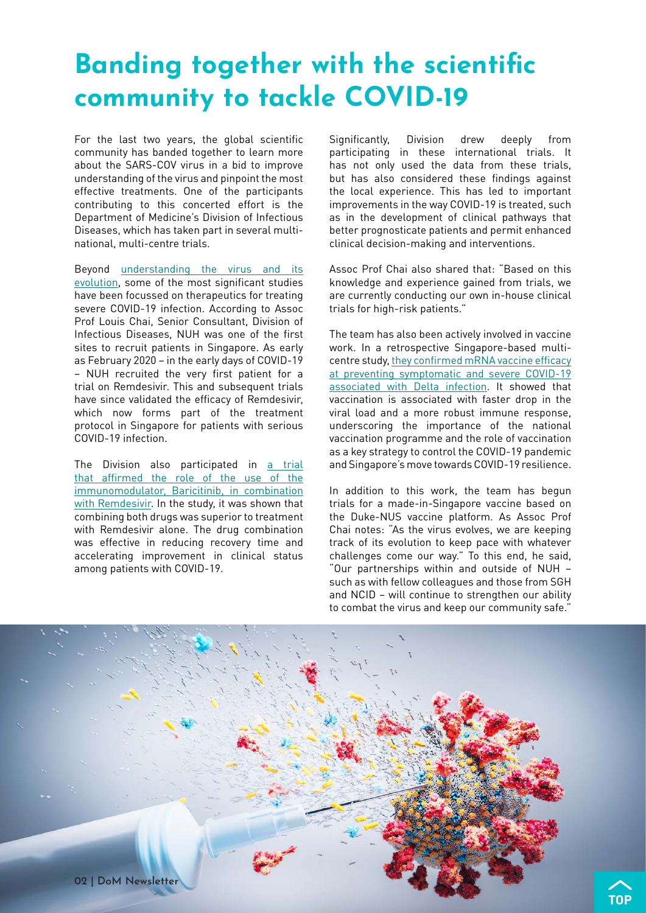# Banding together with the scientific community to tackle COVID-19

For the last two years, the global scientific community has banded together to learn more about the SARS-COV virus in a bid to improve understanding of the virus and pinpoint the most effective treatments. One of the participants contributing to this concerted effort is the Department of Medicine's Division of Infectious Diseases, which has taken part in several multi-national, multi-centre trials.

Beyond understanding the virus and its evolution, some of the most significant studies have been focussed on therapeutics for treating severe COVID-19 infection. According to Assoc Prof Louis Chai, Senior Consultant, Division of Infectious Diseases, NUH was one of the first sites to recruit patients in Singapore. As early as February 2020 – in the early days of COVID-19 – NUH recruited the very first patient for a trial on Remdesivir. This and subsequent trials have since validated the efficacy of Remdesivir, which now forms part of the treatment protocol in Singapore for patients with serious COVID-19 infection.

The Division also participated in a trial that affirmed the role of the use of the immunomodulator, Baricitinib, in combination with Remdesivir. In the study, it was shown that combining both drugs was superior to treatment with Remdesivir alone. The drug combination was effective in reducing recovery time and accelerating improvement in clinical status among patients with COVID-19.

Significantly, Division drew deeply from participating in these international trials. It has not only used the data from these trials, but has also considered these findings against the local experience. This has led to important improvements in the way COVID-19 is treated, such as in the development of clinical pathways that better prognosticate patients and permit enhanced clinical decision-making and interventions.

Assoc Prof Chai also shared that: "Based on this knowledge and experience gained from trials, we are currently conducting our own in-house clinical trials for high-risk patients."

The team has also been actively involved in vaccine work. In a retrospective Singapore-based multi-centre study, they confirmed mRNA vaccine efficacy at preventing symptomatic and severe COVID-19 associated with Delta infection. It showed that vaccination is associated with faster drop in the viral load and a more robust immune response, underscoring the importance of the national vaccination programme and the role of vaccination as a key strategy to control the COVID-19 pandemic and Singapore's move towards COVID-19 resilience.

In addition to this work, the team has begun trials for a made-in-Singapore vaccine based on the Duke-NUS vaccine platform. As Assoc Prof Chai notes: "As the virus evolves, we are keeping track of its evolution to keep pace with whatever challenges come our way." To this end, he said, "Our partnerships within and outside of NUH – such as with fellow colleagues and those from SGH and NCID – will continue to strengthen our ability to combat the virus and keep our community safe."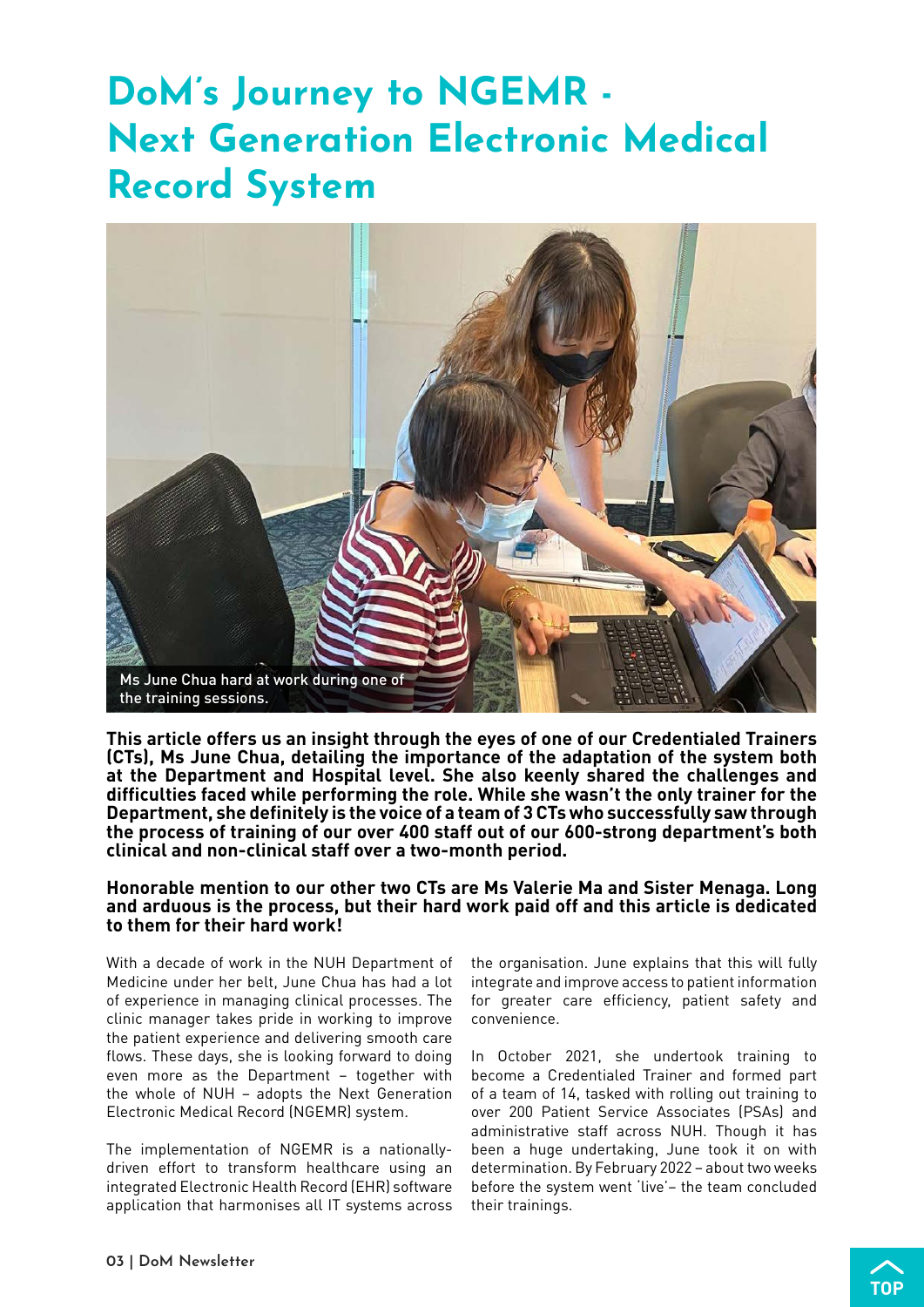# DoM's Journey to NGEMR - Next Generation Electronic Medical Record System

Ms June Chua hard at work during one of the training sessions.

**This article offers us an insight through the eyes of one of our Credentialed Trainers (CTs), Ms June Chua, detailing the importance of the adaptation of the system both at the Department and Hospital level. She also keenly shared the challenges and difficulties faced while performing the role. While she wasn't the only trainer for the Department, she definitely is the voice of a team of 3 CTs who successfully saw through the process of training of our over 400 staff out of our 600-strong department's both clinical and non-clinical staff over a two-month period.**

**Honorable mention to our other two CTs are Ms Valerie Ma and Sister Menaga. Long and arduous is the process, but their hard work paid off and this article is dedicated to them for their hard work!**

With a decade of work in the NUH Department of Medicine under her belt, June Chua has had a lot of experience in managing clinical processes. The clinic manager takes pride in working to improve the patient experience and delivering smooth care flows. These days, she is looking forward to doing even more as the Department – together with the whole of NUH – adopts the Next Generation Electronic Medical Record (NGEMR) system.

The implementation of NGEMR is a nationally-driven effort to transform healthcare using an integrated Electronic Health Record (EHR) software application that harmonises all IT systems across the organisation. June explains that this will fully integrate and improve access to patient information for greater care efficiency, patient safety and convenience.

In October 2021, she undertook training to become a Credentialed Trainer and formed part of a team of 14, tasked with rolling out training to over 200 Patient Service Associates (PSAs) and administrative staff across NUH. Though it has been a huge undertaking, June took it on with determination. By February 2022 – about two weeks before the system went 'live'– the team concluded their trainings.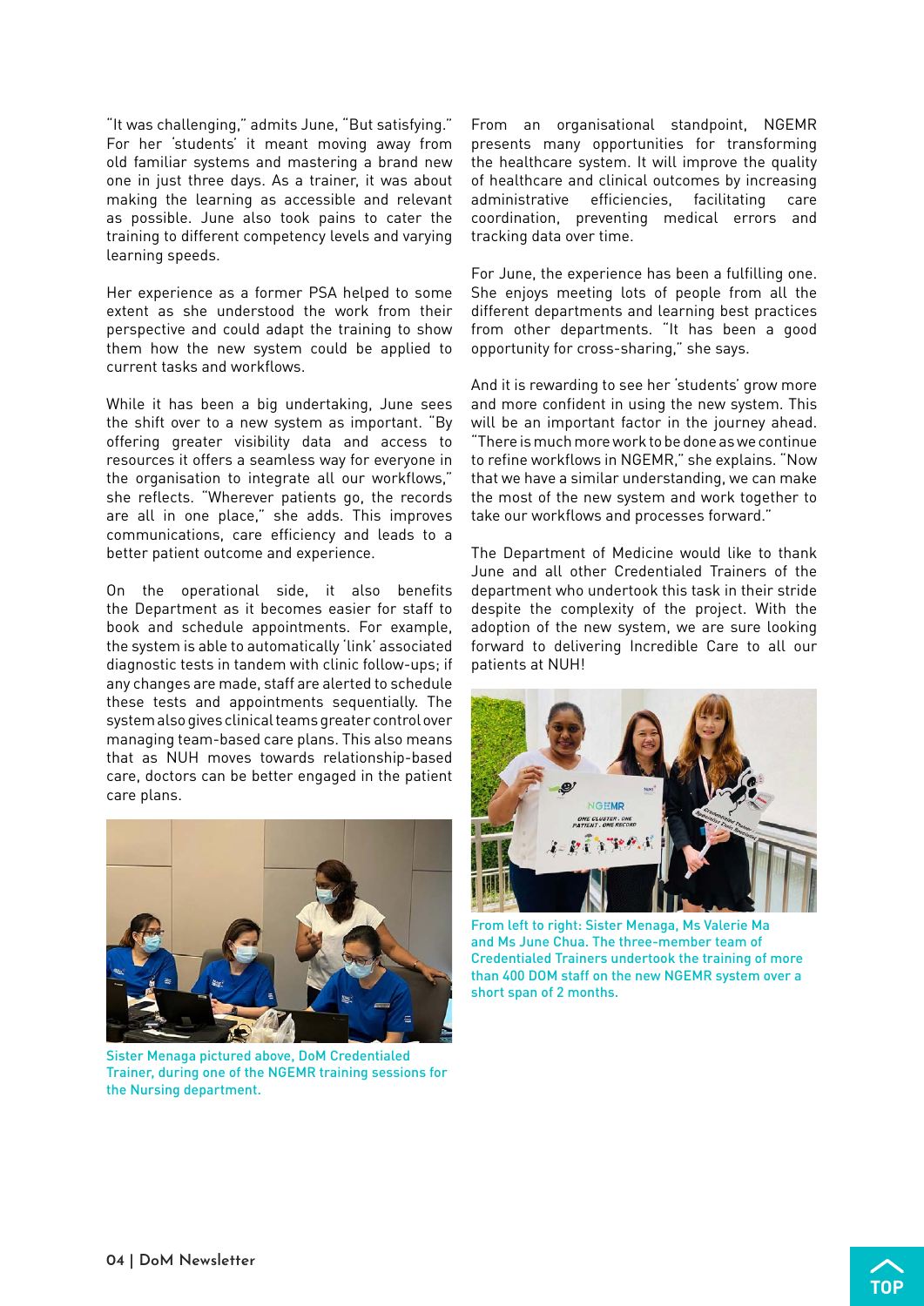"It was challenging," admits June, "But satisfying." For her 'students' it meant moving away from old familiar systems and mastering a brand new one in just three days. As a trainer, it was about making the learning as accessible and relevant as possible. June also took pains to cater the training to different competency levels and varying learning speeds.

Her experience as a former PSA helped to some extent as she understood the work from their perspective and could adapt the training to show them how the new system could be applied to current tasks and workflows.

While it has been a big undertaking, June sees the shift over to a new system as important. "By offering greater visibility data and access to resources it offers a seamless way for everyone in the organisation to integrate all our workflows," she reflects. "Wherever patients go, the records are all in one place," she adds. This improves communications, care efficiency and leads to a better patient outcome and experience.

On the operational side, it also benefits the Department as it becomes easier for staff to book and schedule appointments. For example, the system is able to automatically 'link' associated diagnostic tests in tandem with clinic follow-ups; if any changes are made, staff are alerted to schedule these tests and appointments sequentially. The system also gives clinical teams greater control over managing team-based care plans. This also means that as NUH moves towards relationship-based care, doctors can be better engaged in the patient care plans.

Sister Menaga pictured above, DoM Credentialed Trainer, during one of the NGEMR training sessions for the Nursing department.

From an organisational standpoint, NGEMR presents many opportunities for transforming the healthcare system. It will improve the quality of healthcare and clinical outcomes by increasing administrative efficiencies, facilitating care coordination, preventing medical errors and tracking data over time.

For June, the experience has been a fulfilling one. She enjoys meeting lots of people from all the different departments and learning best practices from other departments. "It has been a good opportunity for cross-sharing," she says.

And it is rewarding to see her 'students' grow more and more confident in using the new system. This will be an important factor in the journey ahead. "There is much more work to be done as we continue to refine workflows in NGEMR," she explains. "Now that we have a similar understanding, we can make the most of the new system and work together to take our workflows and processes forward."

The Department of Medicine would like to thank June and all other Credentialed Trainers of the department who undertook this task in their stride despite the complexity of the project. With the adoption of the new system, we are sure looking forward to delivering Incredible Care to all our patients at NUH!

From left to right: Sister Menaga, Ms Valerie Ma and Ms June Chua. The three-member team of Credentialed Trainers undertook the training of more than 400 DOM staff on the new NGEMR system over a short span of 2 months.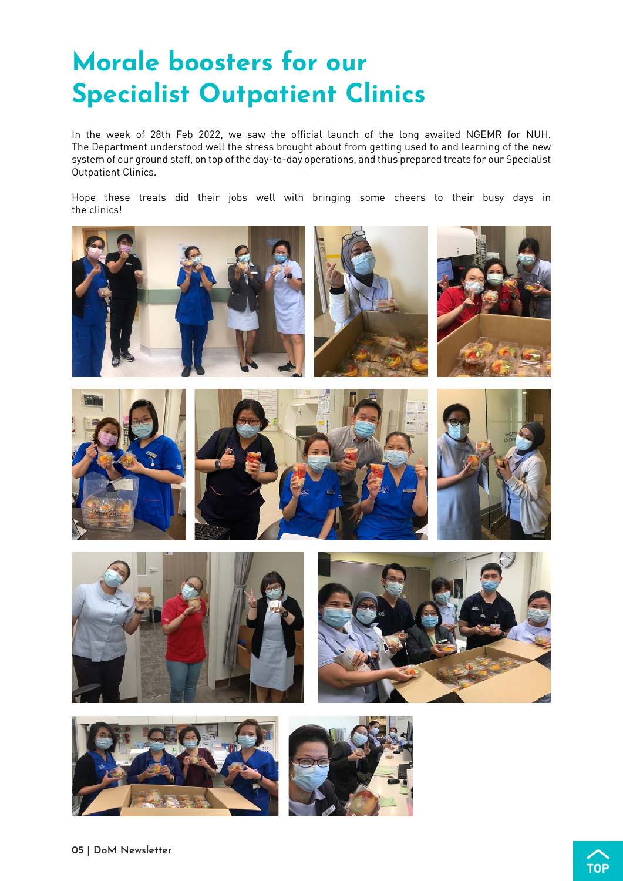# Morale boosters for our Specialist Outpatient Clinics

In the week of 28th Feb 2022, we saw the official launch of the long awaited NGEMR for NUH. The Department understood well the stress brought about from getting used to and learning of the new system of our ground staff, on top of the day-to-day operations, and thus prepared treats for our Specialist Outpatient Clinics.

Hope these treats did their jobs well with bringing some cheers to their busy days in the clinics!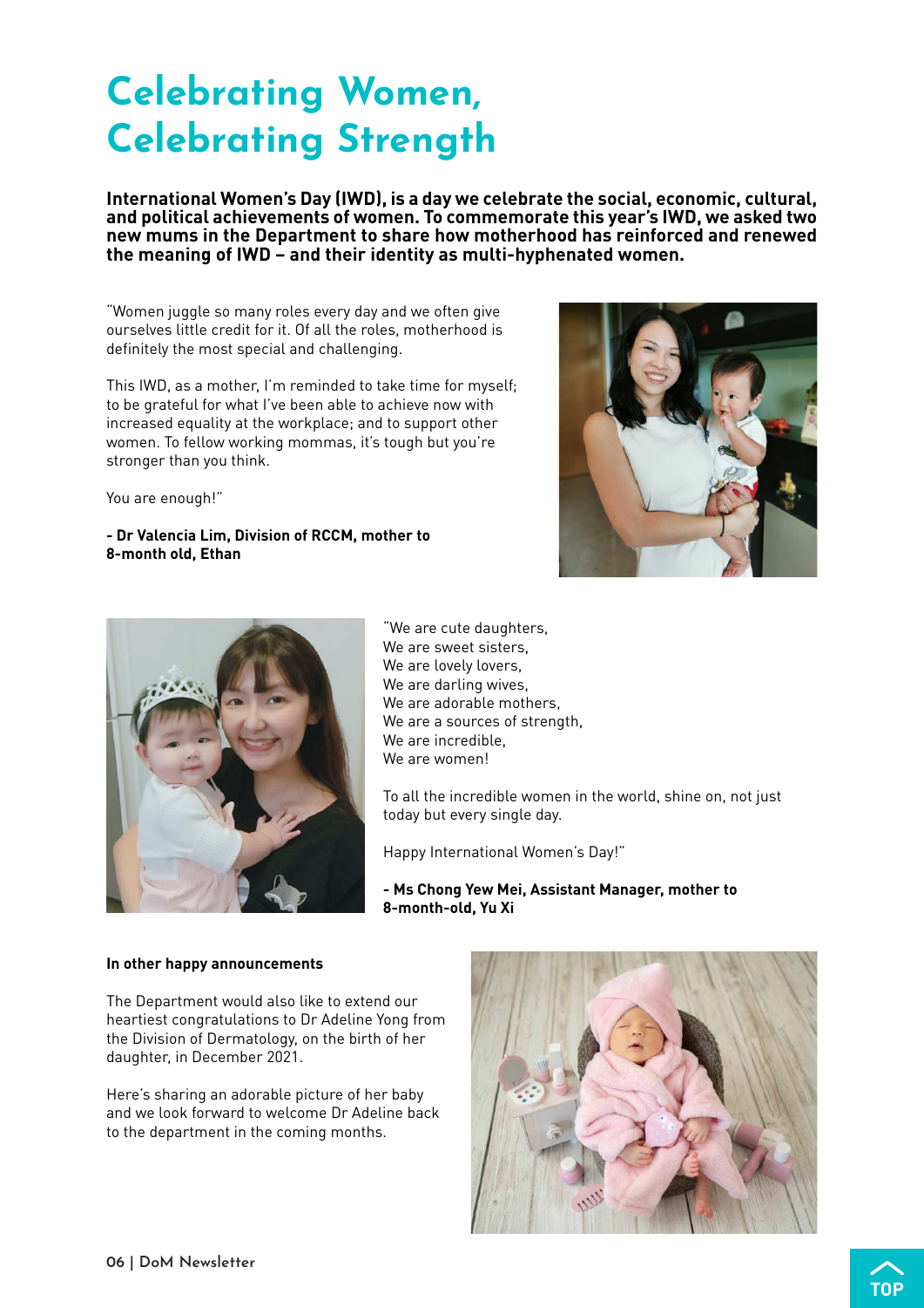# Celebrating Women, Celebrating Strength

**International Women's Day (IWD), is a day we celebrate the social, economic, cultural, and political achievements of women. To commemorate this year's IWD, we asked two new mums in the Department to share how motherhood has reinforced and renewed the meaning of IWD – and their identity as multi-hyphenated women.**

"Women juggle so many roles every day and we often give ourselves little credit for it. Of all the roles, motherhood is definitely the most special and challenging.

This IWD, as a mother, I'm reminded to take time for myself; to be grateful for what I've been able to achieve now with increased equality at the workplace; and to support other women. To fellow working mommas, it's tough but you're stronger than you think.

You are enough!"

**- Dr Valencia Lim, Division of RCCM, mother to 8-month old, Ethan**

"We are cute daughters,
We are sweet sisters,
We are lovely lovers,
We are darling wives,
We are adorable mothers,
We are a sources of strength,
We are incredible,
We are women!

To all the incredible women in the world, shine on, not just today but every single day.

Happy International Women's Day!"

**- Ms Chong Yew Mei, Assistant Manager, mother to 8-month-old, Yu Xi**

**In other happy announcements**

The Department would also like to extend our heartiest congratulations to Dr Adeline Yong from the Division of Dermatology, on the birth of her daughter, in December 2021.

Here's sharing an adorable picture of her baby and we look forward to welcome Dr Adeline back to the department in the coming months.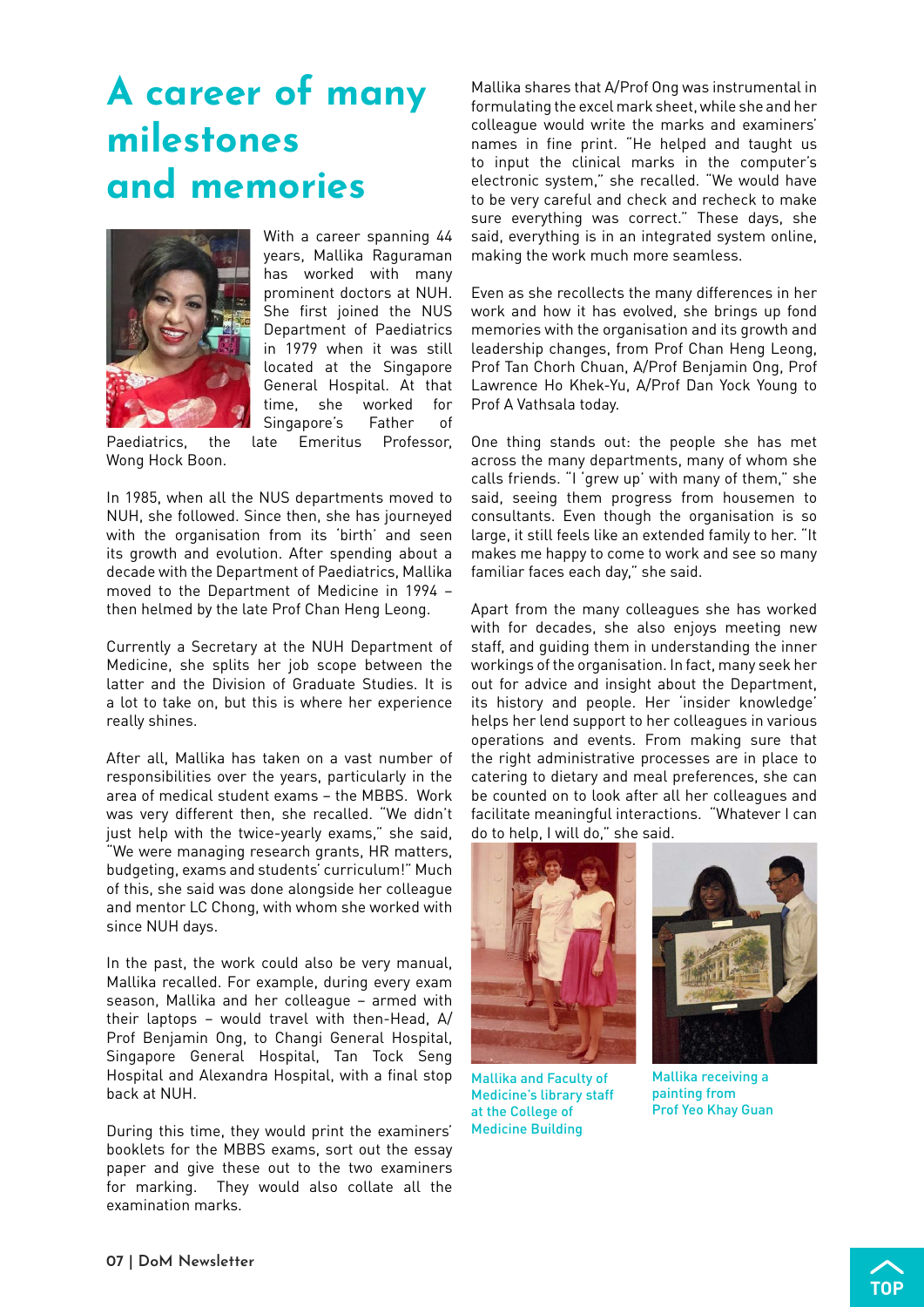# A career of many milestones and memories

With a career spanning 44 years, Mallika Raguraman has worked with many prominent doctors at NUH. She first joined the NUS Department of Paediatrics in 1979 when it was still located at the Singapore General Hospital. At that time, she worked for Singapore's Father of Paediatrics, the late Emeritus Professor, Wong Hock Boon.

In 1985, when all the NUS departments moved to NUH, she followed. Since then, she has journeyed with the organisation from its 'birth' and seen its growth and evolution. After spending about a decade with the Department of Paediatrics, Mallika moved to the Department of Medicine in 1994 – then helmed by the late Prof Chan Heng Leong.

Currently a Secretary at the NUH Department of Medicine, she splits her job scope between the latter and the Division of Graduate Studies. It is a lot to take on, but this is where her experience really shines.

After all, Mallika has taken on a vast number of responsibilities over the years, particularly in the area of medical student exams – the MBBS. Work was very different then, she recalled. "We didn't just help with the twice-yearly exams," she said, "We were managing research grants, HR matters, budgeting, exams and students' curriculum!" Much of this, she said was done alongside her colleague and mentor LC Chong, with whom she worked with since NUH days.

In the past, the work could also be very manual, Mallika recalled. For example, during every exam season, Mallika and her colleague – armed with their laptops – would travel with then-Head, A/Prof Benjamin Ong, to Changi General Hospital, Singapore General Hospital, Tan Tock Seng Hospital and Alexandra Hospital, with a final stop back at NUH.

During this time, they would print the examiners' booklets for the MBBS exams, sort out the essay paper and give these out to the two examiners for marking. They would also collate all the examination marks.

Mallika shares that A/Prof Ong was instrumental in formulating the excel mark sheet, while she and her colleague would write the marks and examiners' names in fine print. "He helped and taught us to input the clinical marks in the computer's electronic system," she recalled. "We would have to be very careful and check and recheck to make sure everything was correct." These days, she said, everything is in an integrated system online, making the work much more seamless.

Even as she recollects the many differences in her work and how it has evolved, she brings up fond memories with the organisation and its growth and leadership changes, from Prof Chan Heng Leong, Prof Tan Chorh Chuan, A/Prof Benjamin Ong, Prof Lawrence Ho Khek-Yu, A/Prof Dan Yock Young to Prof A Vathsala today.

One thing stands out: the people she has met across the many departments, many of whom she calls friends. "I 'grew up' with many of them," she said, seeing them progress from housemen to consultants. Even though the organisation is so large, it still feels like an extended family to her. "It makes me happy to come to work and see so many familiar faces each day," she said.

Apart from the many colleagues she has worked with for decades, she also enjoys meeting new staff, and guiding them in understanding the inner workings of the organisation. In fact, many seek her out for advice and insight about the Department, its history and people. Her 'insider knowledge' helps her lend support to her colleagues in various operations and events. From making sure that the right administrative processes are in place to catering to dietary and meal preferences, she can be counted on to look after all her colleagues and facilitate meaningful interactions. "Whatever I can do to help, I will do," she said.

Mallika and Faculty of Medicine's library staff at the College of Medicine Building

Mallika receiving a painting from Prof Yeo Khay Guan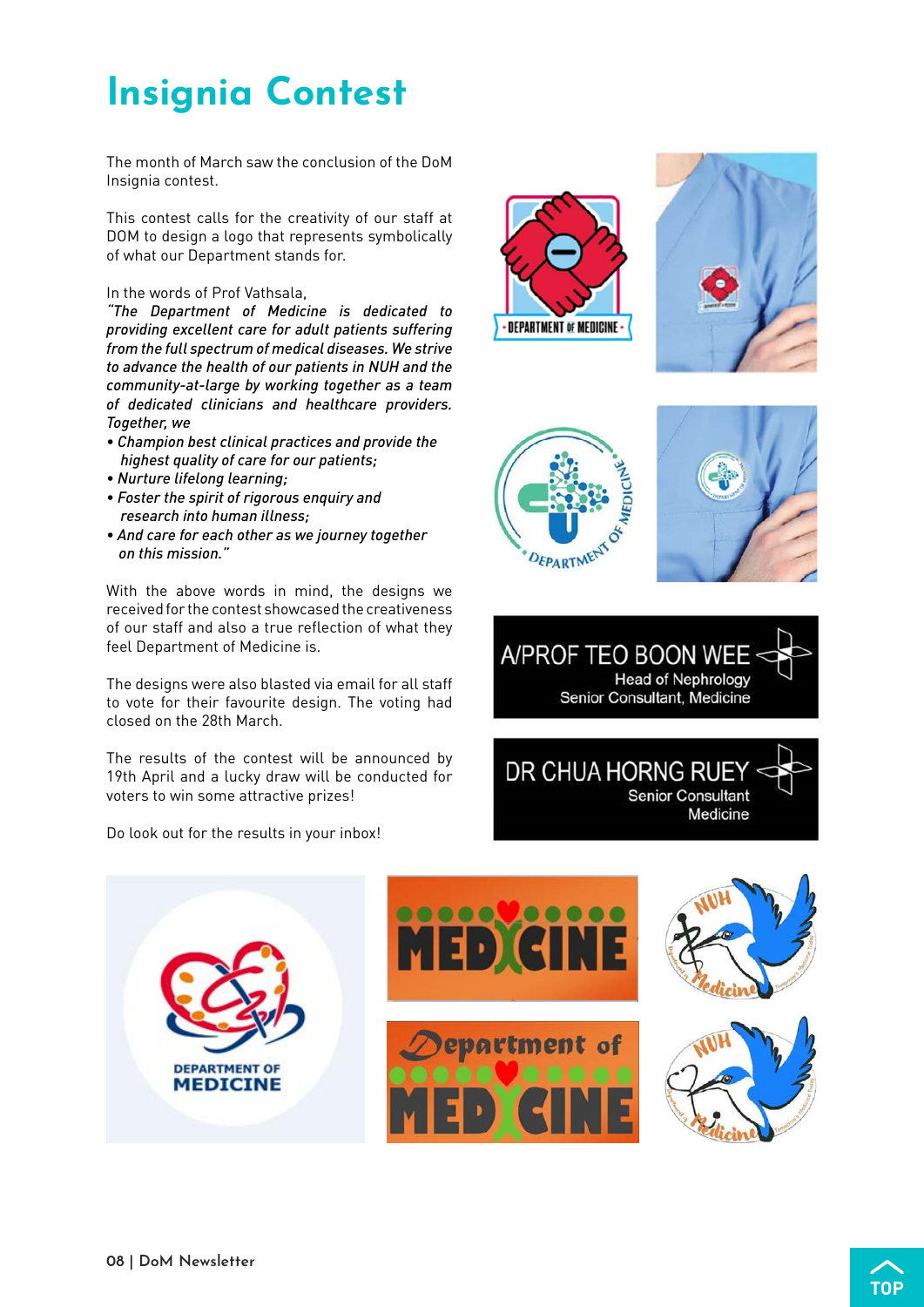# Insignia Contest

The month of March saw the conclusion of the DoM Insignia contest.

This contest calls for the creativity of our staff at DOM to design a logo that represents symbolically of what our Department stands for.

In the words of Prof Vathsala,
*"The Department of Medicine is dedicated to providing excellent care for adult patients suffering from the full spectrum of medical diseases. We strive to advance the health of our patients in NUH and the community-at-large by working together as a team of dedicated clinicians and healthcare providers. Together, we*

- *Champion best clinical practices and provide the highest quality of care for our patients;*
- *Nurture lifelong learning;*
- *Foster the spirit of rigorous enquiry and research into human illness;*
- *And care for each other as we journey together on this mission."*

With the above words in mind, the designs we received for the contest showcased the creativeness of our staff and also a true reflection of what they feel Department of Medicine is.

The designs were also blasted via email for all staff to vote for their favourite design. The voting had closed on the 28th March.

The results of the contest will be announced by 19th April and a lucky draw will be conducted for voters to win some attractive prizes!

Do look out for the results in your inbox!